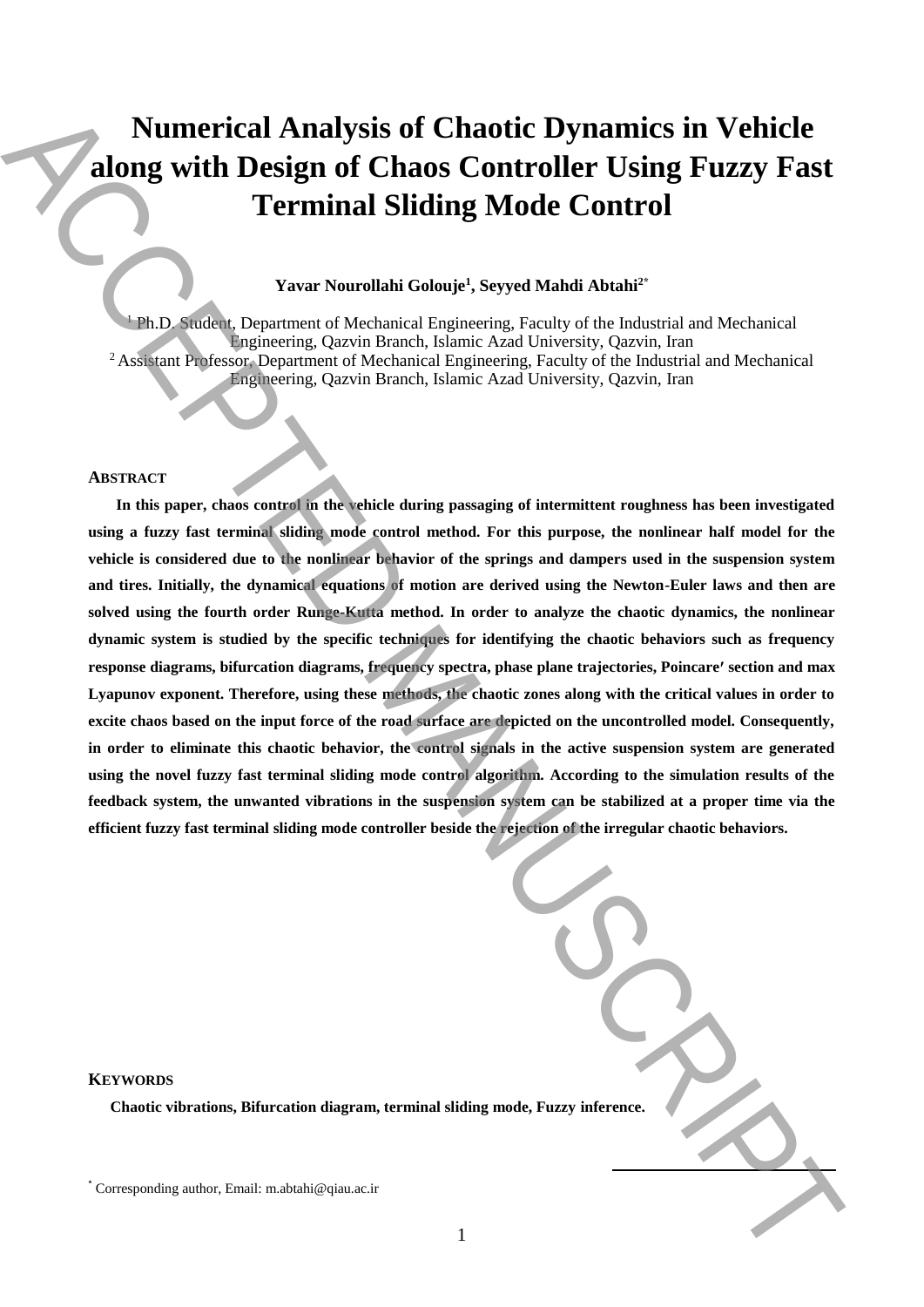# Numerical Analysis of Chaotic Dynamics in Vehicle along with Design of Chaos Controller Using Fuzzy Fast Terminal Sliding Mode Control

**Yavar Nourollahi Golouje[1], Seyyed Mahdi Abtahi[2*]**

[1] Ph.D. Student, Department of Mechanical Engineering, Faculty of the Industrial and Mechanical Engineering, Qazvin Branch, Islamic Azad University, Qazvin, Iran

[2] Assistant Professor, Department of Mechanical Engineering, Faculty of the Industrial and Mechanical Engineering, Qazvin Branch, Islamic Azad University, Qazvin, Iran

## Abstract

**In this paper, chaos control in the vehicle during passaging of intermittent roughness has been investigated using a fuzzy fast terminal sliding mode control method. For this purpose, the nonlinear half model for the vehicle is considered due to the nonlinear behavior of the springs and dampers used in the suspension system and tires. Initially, the dynamical equations of motion are derived using the Newton-Euler laws and then are solved using the fourth order Runge-Kutta method. In order to analyze the chaotic dynamics, the nonlinear dynamic system is studied by the specific techniques for identifying the chaotic behaviors such as frequency response diagrams, bifurcation diagrams, frequency spectra, phase plane trajectories, Poincare′ section and max Lyapunov exponent. Therefore, using these methods, the chaotic zones along with the critical values in order to excite chaos based on the input force of the road surface are depicted on the uncontrolled model. Consequently, in order to eliminate this chaotic behavior, the control signals in the active suspension system are generated using the novel fuzzy fast terminal sliding mode control algorithm. According to the simulation results of the feedback system, the unwanted vibrations in the suspension system can be stabilized at a proper time via the efficient fuzzy fast terminal sliding mode controller beside the rejection of the irregular chaotic behaviors.**

## Keywords

**Chaotic vibrations, Bifurcation diagram, terminal sliding mode, Fuzzy inference.**

[*] Corresponding author, Email: m.abtahi@qiau.ac.ir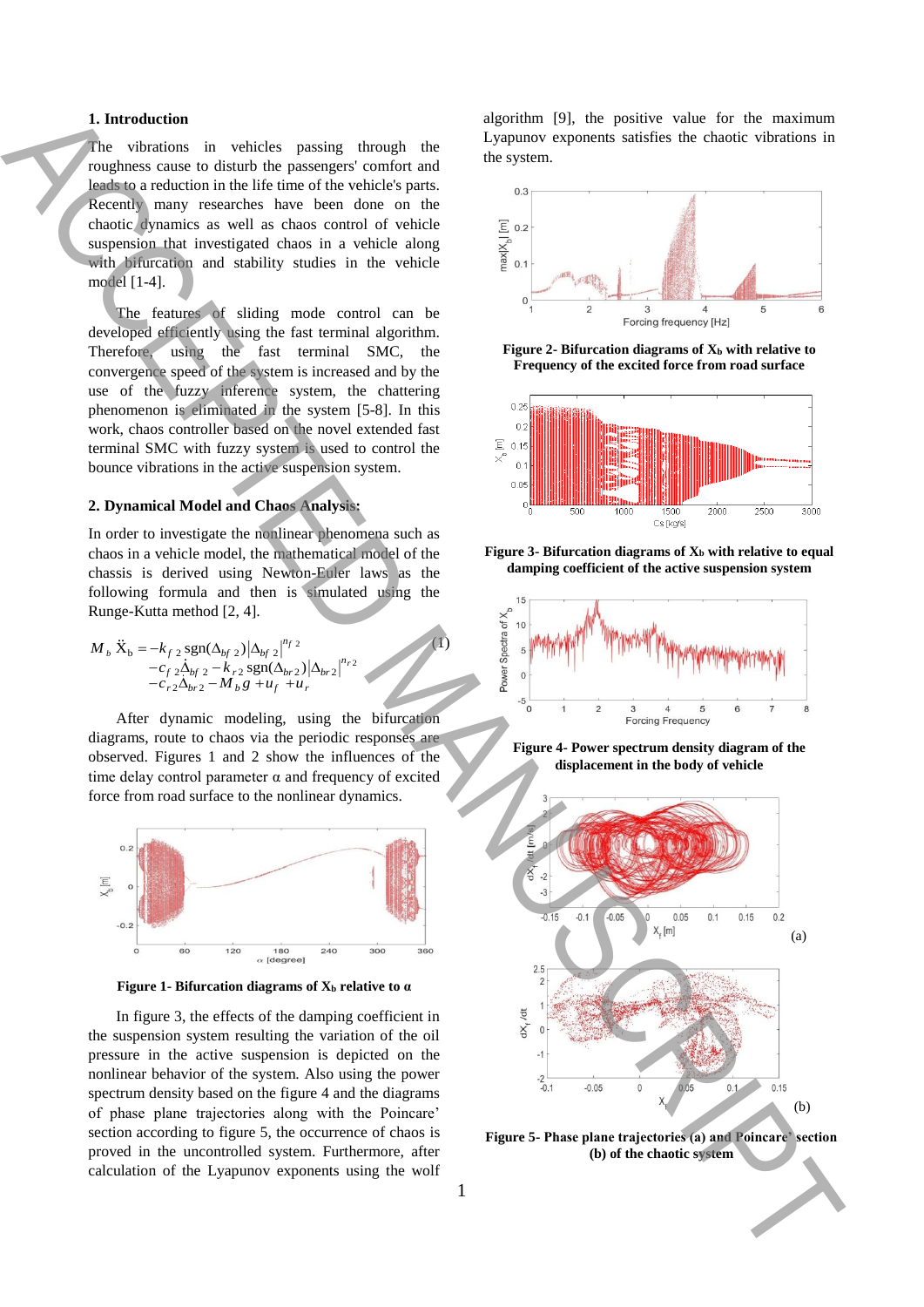## 1. Introduction

The vibrations in vehicles passing through the roughness cause to disturb the passengers' comfort and leads to a reduction in the life time of the vehicle's parts. Recently many researches have been done on the chaotic dynamics as well as chaos control of vehicle suspension that investigated chaos in a vehicle along with bifurcation and stability studies in the vehicle model [1-4].

The features of sliding mode control can be developed efficiently using the fast terminal algorithm. Therefore, using the fast terminal SMC, the convergence speed of the system is increased and by the use of the fuzzy inference system, the chattering phenomenon is eliminated in the system [5-8]. In this work, chaos controller based on the novel extended fast terminal SMC with fuzzy system is used to control the bounce vibrations in the active suspension system.

## 2. Dynamical Model and Chaos Analysis:

In order to investigate the nonlinear phenomena such as chaos in a vehicle model, the mathematical model of the chassis is derived using Newton-Euler laws as the following formula and then is simulated using the Runge-Kutta method [2, 4].

$$M_b \ddot{X}_b = -k_{f2}\,\mathrm{sgn}(\Delta_{bf2})\left|\Delta_{bf2}\right|^{n_{f2}} - c_{f2}\dot{\Delta}_{bf2} - k_{r2}\,\mathrm{sgn}(\Delta_{br2})\left|\Delta_{br2}\right|^{n_{r2}} - c_{r2}\dot{\Delta}_{br2} - M_b g + u_f + u_r \quad (1)$$

After dynamic modeling, using the bifurcation diagrams, route to chaos via the periodic responses are observed. Figures 1 and 2 show the influences of the time delay control parameter α and frequency of excited force from road surface to the nonlinear dynamics.

**Figure 1- Bifurcation diagrams of $X_b$ relative to α**

In figure 3, the effects of the damping coefficient in the suspension system resulting the variation of the oil pressure in the active suspension is depicted on the nonlinear behavior of the system. Also using the power spectrum density based on the figure 4 and the diagrams of phase plane trajectories along with the Poincare' section according to figure 5, the occurrence of chaos is proved in the uncontrolled system. Furthermore, after calculation of the Lyapunov exponents using the wolf algorithm [9], the positive value for the maximum Lyapunov exponents satisfies the chaotic vibrations in the system.

**Figure 2- Bifurcation diagrams of $X_b$ with relative to Frequency of the excited force from road surface**

**Figure 3- Bifurcation diagrams of $X_b$ with relative to equal damping coefficient of the active suspension system**

**Figure 4- Power spectrum density diagram of the displacement in the body of vehicle**

**Figure 5- Phase plane trajectories (a) and Poincare' section (b) of the chaotic system**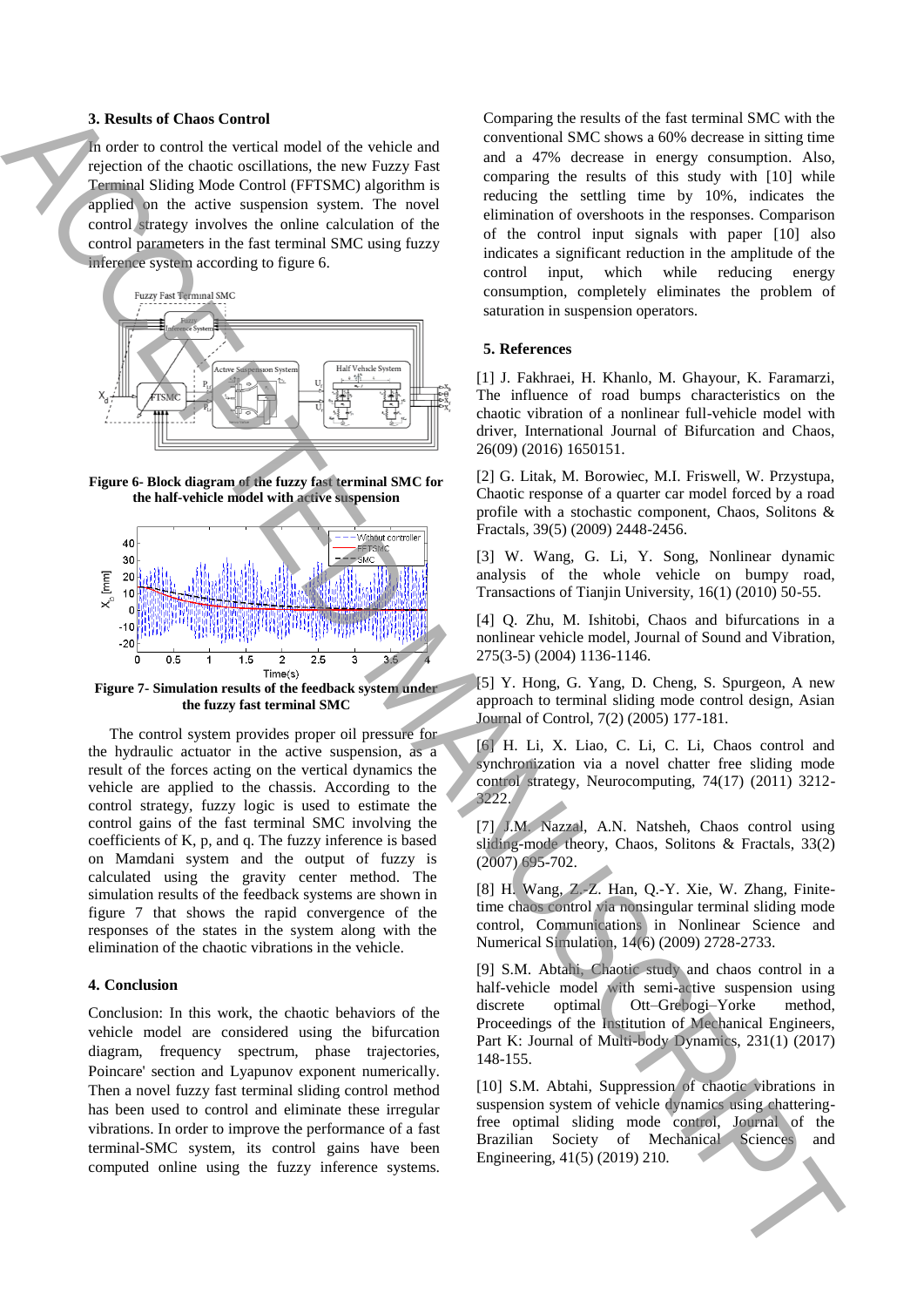## 3. Results of Chaos Control

In order to control the vertical model of the vehicle and rejection of the chaotic oscillations, the new Fuzzy Fast Terminal Sliding Mode Control (FFTSMC) algorithm is applied on the active suspension system. The novel control strategy involves the online calculation of the control parameters in the fast terminal SMC using fuzzy inference system according to figure 6.

Fuzzy Fast Terminal SMC
Fuzzy Inference System
$X_d$
FTSMC
Active Suspension System
Half Vehicle System

**Figure 6- Block diagram of the fuzzy fast terminal SMC for the half-vehicle model with active suspension**

Without controller
FFTSMC
SMC
$X_b$ [mm]
40
30
20
10
0
-10
-20
0 0.5 1 1.5 2 2.5 3 3.5 4
Time(s)

**Figure 7- Simulation results of the feedback system under the fuzzy fast terminal SMC**

The control system provides proper oil pressure for the hydraulic actuator in the active suspension, as a result of the forces acting on the vertical dynamics the vehicle are applied to the chassis. According to the control strategy, fuzzy logic is used to estimate the control gains of the fast terminal SMC involving the coefficients of K, p, and q. The fuzzy inference is based on Mamdani system and the output of fuzzy is calculated using the gravity center method. The simulation results of the feedback systems are shown in figure 7 that shows the rapid convergence of the responses of the states in the system along with the elimination of the chaotic vibrations in the vehicle.

## 4. Conclusion

Conclusion: In this work, the chaotic behaviors of the vehicle model are considered using the bifurcation diagram, frequency spectrum, phase trajectories, Poincare' section and Lyapunov exponent numerically. Then a novel fuzzy fast terminal sliding control method has been used to control and eliminate these irregular vibrations. In order to improve the performance of a fast terminal-SMC system, its control gains have been computed online using the fuzzy inference systems. Comparing the results of the fast terminal SMC with the conventional SMC shows a 60% decrease in sitting time and a 47% decrease in energy consumption. Also, comparing the results of this study with [10] while reducing the settling time by 10%, indicates the elimination of overshoots in the responses. Comparison of the control input signals with paper [10] also indicates a significant reduction in the amplitude of the control input, which while reducing energy consumption, completely eliminates the problem of saturation in suspension operators.

## 5. References

[1] J. Fakhraei, H. Khanlo, M. Ghayour, K. Faramarzi, The influence of road bumps characteristics on the chaotic vibration of a nonlinear full-vehicle model with driver, International Journal of Bifurcation and Chaos, 26(09) (2016) 1650151.

[2] G. Litak, M. Borowiec, M.I. Friswell, W. Przystupa, Chaotic response of a quarter car model forced by a road profile with a stochastic component, Chaos, Solitons & Fractals, 39(5) (2009) 2448-2456.

[3] W. Wang, G. Li, Y. Song, Nonlinear dynamic analysis of the whole vehicle on bumpy road, Transactions of Tianjin University, 16(1) (2010) 50-55.

[4] Q. Zhu, M. Ishitobi, Chaos and bifurcations in a nonlinear vehicle model, Journal of Sound and Vibration, 275(3-5) (2004) 1136-1146.

[5] Y. Hong, G. Yang, D. Cheng, S. Spurgeon, A new approach to terminal sliding mode control design, Asian Journal of Control, 7(2) (2005) 177-181.

[6] H. Li, X. Liao, C. Li, C. Li, Chaos control and synchronization via a novel chatter free sliding mode control strategy, Neurocomputing, 74(17) (2011) 3212-3222.

[7] J.M. Nazzal, A.N. Natsheh, Chaos control using sliding-mode theory, Chaos, Solitons & Fractals, 33(2) (2007) 695-702.

[8] H. Wang, Z.-Z. Han, Q.-Y. Xie, W. Zhang, Finite-time chaos control via nonsingular terminal sliding mode control, Communications in Nonlinear Science and Numerical Simulation, 14(6) (2009) 2728-2733.

[9] S.M. Abtahi, Chaotic study and chaos control in a half-vehicle model with semi-active suspension using discrete optimal Ott–Grebogi–Yorke method, Proceedings of the Institution of Mechanical Engineers, Part K: Journal of Multi-body Dynamics, 231(1) (2017) 148-155.

[10] S.M. Abtahi, Suppression of chaotic vibrations in suspension system of vehicle dynamics using chattering-free optimal sliding mode control, Journal of the Brazilian Society of Mechanical Sciences and Engineering, 41(5) (2019) 210.